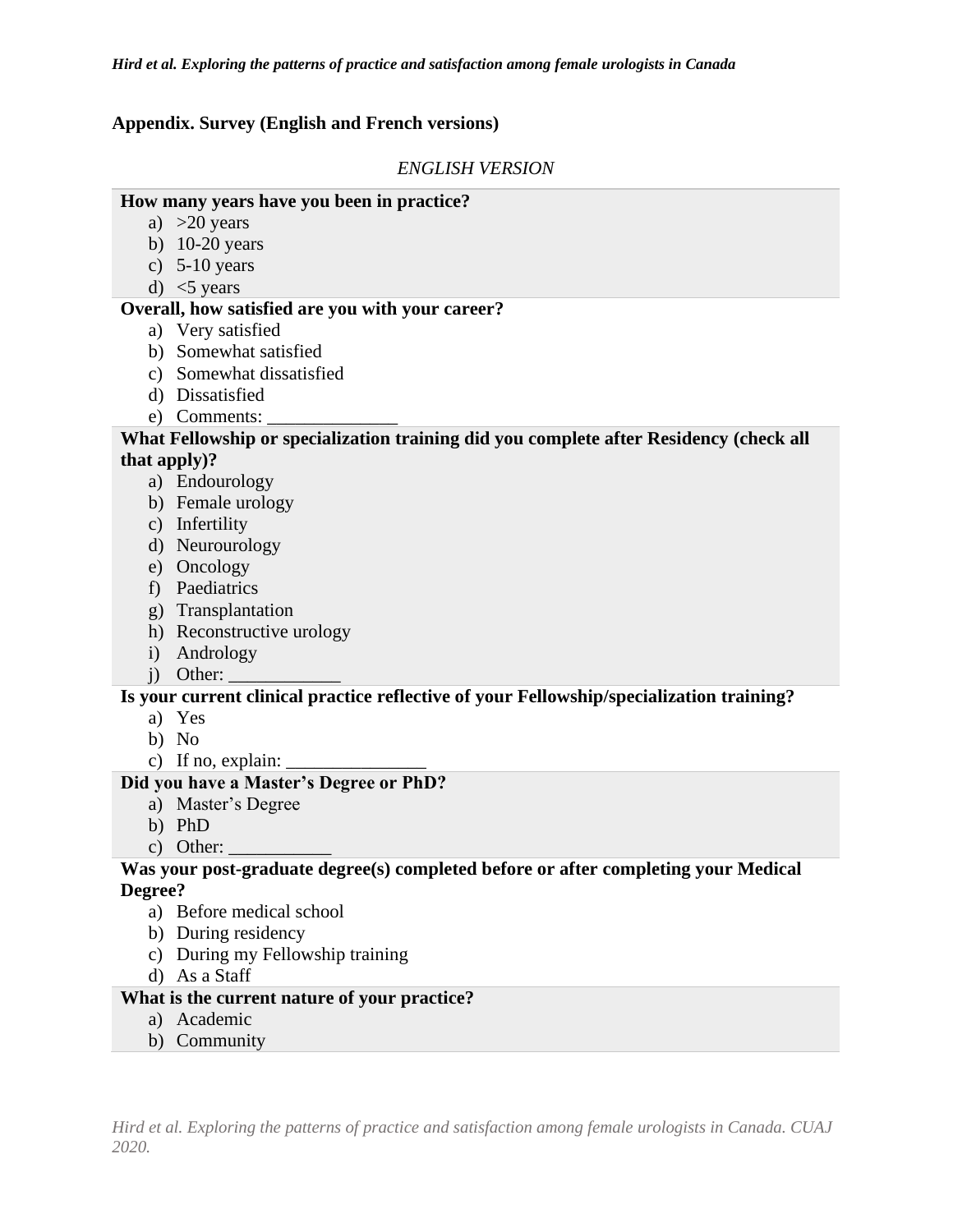## Appendix. Survey (English and French versions)

*ENGLISH VERSION*

**How many years have you been in practice?**

a) >20 years
b) 10-20 years
c) 5-10 years
d) <5 years

**Overall, how satisfied are you with your career?**

a) Very satisfied
b) Somewhat satisfied
c) Somewhat dissatisfied
d) Dissatisfied
e) Comments: ______________

**What Fellowship or specialization training did you complete after Residency (check all that apply)?**

a) Endourology
b) Female urology
c) Infertility
d) Neurourology
e) Oncology
f) Paediatrics
g) Transplantation
h) Reconstructive urology
i) Andrology
j) Other: ____________

**Is your current clinical practice reflective of your Fellowship/specialization training?**

a) Yes
b) No
c) If no, explain: _______________

**Did you have a Master's Degree or PhD?**

a) Master's Degree
b) PhD
c) Other: ___________

**Was your post-graduate degree(s) completed before or after completing your Medical Degree?**

a) Before medical school
b) During residency
c) During my Fellowship training
d) As a Staff

**What is the current nature of your practice?**

a) Academic
b) Community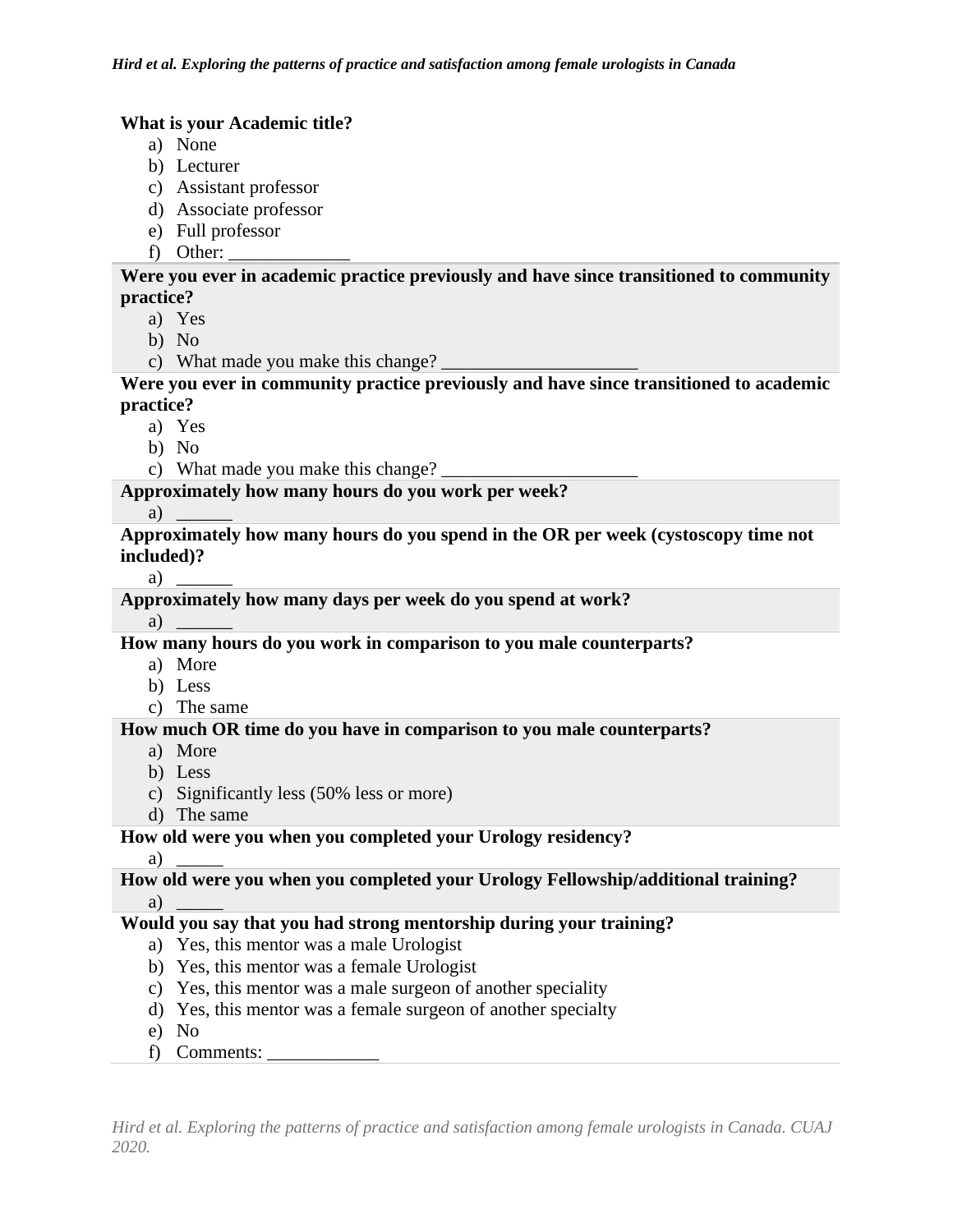**What is your Academic title?**

a) None
b) Lecturer
c) Assistant professor
d) Associate professor
e) Full professor
f) Other: _____________

**Were you ever in academic practice previously and have since transitioned to community practice?**

a) Yes
b) No
c) What made you make this change? _____________________

**Were you ever in community practice previously and have since transitioned to academic practice?**

a) Yes
b) No
c) What made you make this change? _____________________

**Approximately how many hours do you work per week?**

a) ______

**Approximately how many hours do you spend in the OR per week (cystoscopy time not included)?**

a) ______

**Approximately how many days per week do you spend at work?**

a) ______

**How many hours do you work in comparison to you male counterparts?**

a) More
b) Less
c) The same

**How much OR time do you have in comparison to you male counterparts?**

a) More
b) Less
c) Significantly less (50% less or more)
d) The same

**How old were you when you completed your Urology residency?**

a) _____

**How old were you when you completed your Urology Fellowship/additional training?**

a) _____

**Would you say that you had strong mentorship during your training?**

a) Yes, this mentor was a male Urologist
b) Yes, this mentor was a female Urologist
c) Yes, this mentor was a male surgeon of another speciality
d) Yes, this mentor was a female surgeon of another specialty
e) No
f) Comments: ____________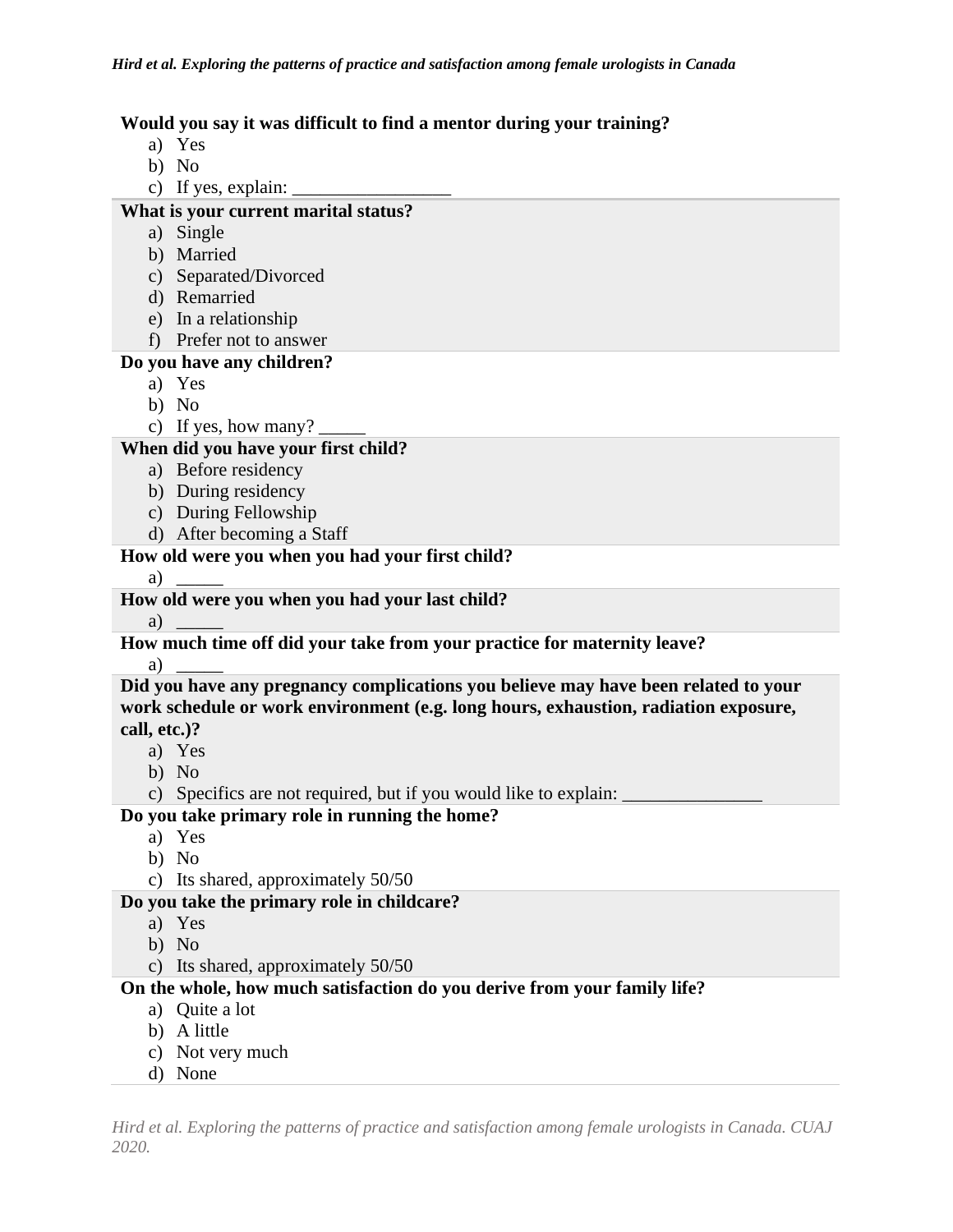**Would you say it was difficult to find a mentor during your training?**

a) Yes
b) No
c) If yes, explain: _________________

**What is your current marital status?**

a) Single
b) Married
c) Separated/Divorced
d) Remarried
e) In a relationship
f) Prefer not to answer

**Do you have any children?**

a) Yes
b) No
c) If yes, how many? _____

**When did you have your first child?**

a) Before residency
b) During residency
c) During Fellowship
d) After becoming a Staff

**How old were you when you had your first child?**

a) _____

**How old were you when you had your last child?**

a) _____

**How much time off did your take from your practice for maternity leave?**

a) _____

**Did you have any pregnancy complications you believe may have been related to your work schedule or work environment (e.g. long hours, exhaustion, radiation exposure, call, etc.)?**

a) Yes
b) No
c) Specifics are not required, but if you would like to explain: _______________

**Do you take primary role in running the home?**

a) Yes
b) No
c) Its shared, approximately 50/50

**Do you take the primary role in childcare?**

a) Yes
b) No
c) Its shared, approximately 50/50

**On the whole, how much satisfaction do you derive from your family life?**

a) Quite a lot
b) A little
c) Not very much
d) None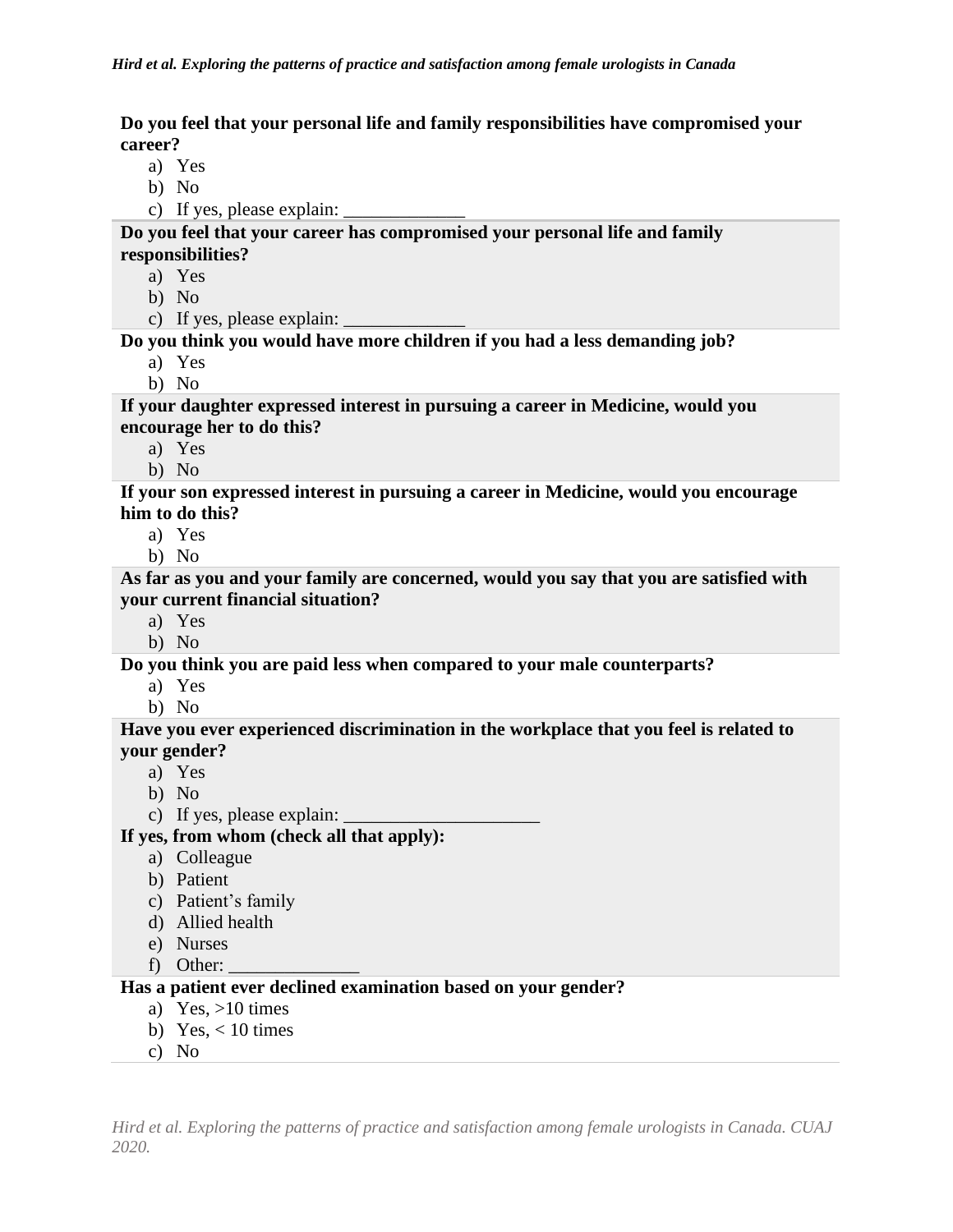**Do you feel that your personal life and family responsibilities have compromised your career?**

a) Yes
b) No
c) If yes, please explain: _____________

**Do you feel that your career has compromised your personal life and family responsibilities?**

a) Yes
b) No
c) If yes, please explain: _____________

**Do you think you would have more children if you had a less demanding job?**

a) Yes
b) No

**If your daughter expressed interest in pursuing a career in Medicine, would you encourage her to do this?**

a) Yes
b) No

**If your son expressed interest in pursuing a career in Medicine, would you encourage him to do this?**

a) Yes
b) No

**As far as you and your family are concerned, would you say that you are satisfied with your current financial situation?**

a) Yes
b) No

**Do you think you are paid less when compared to your male counterparts?**

a) Yes
b) No

**Have you ever experienced discrimination in the workplace that you feel is related to your gender?**

a) Yes
b) No
c) If yes, please explain: ____________________

**If yes, from whom (check all that apply):**

a) Colleague
b) Patient
c) Patient's family
d) Allied health
e) Nurses
f) Other: ______________

**Has a patient ever declined examination based on your gender?**

a) Yes, >10 times
b) Yes, < 10 times
c) No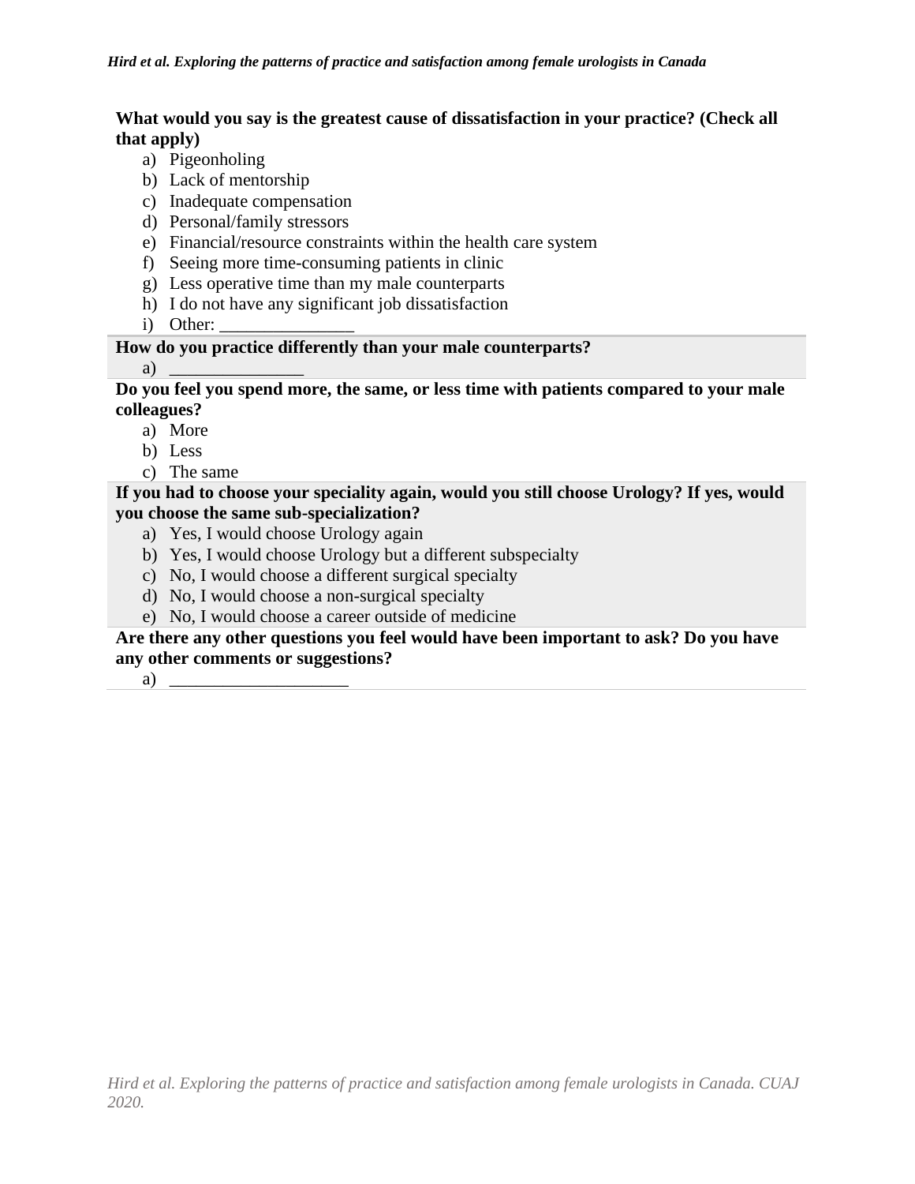**What would you say is the greatest cause of dissatisfaction in your practice? (Check all that apply)**

a) Pigeonholing
b) Lack of mentorship
c) Inadequate compensation
d) Personal/family stressors
e) Financial/resource constraints within the health care system
f) Seeing more time-consuming patients in clinic
g) Less operative time than my male counterparts
h) I do not have any significant job dissatisfaction
i) Other: _______________

**How do you practice differently than your male counterparts?**

a) _______________

**Do you feel you spend more, the same, or less time with patients compared to your male colleagues?**

a) More
b) Less
c) The same

**If you had to choose your speciality again, would you still choose Urology? If yes, would you choose the same sub-specialization?**

a) Yes, I would choose Urology again
b) Yes, I would choose Urology but a different subspecialty
c) No, I would choose a different surgical specialty
d) No, I would choose a non-surgical specialty
e) No, I would choose a career outside of medicine

**Are there any other questions you feel would have been important to ask? Do you have any other comments or suggestions?**

a) ____________________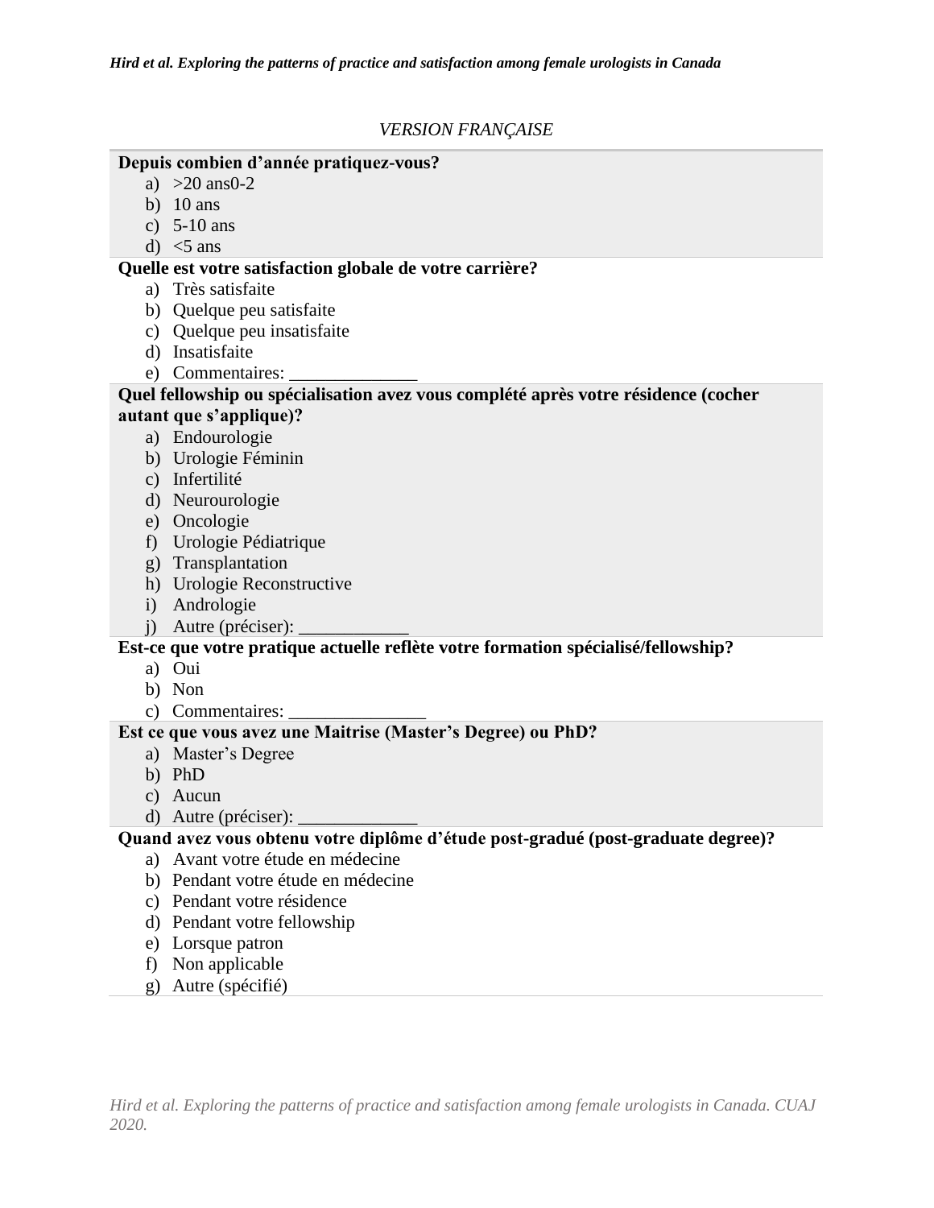*VERSION FRANÇAISE*

**Depuis combien d'année pratiquez-vous?**

a) >20 ans0-2
b) 10 ans
c) 5-10 ans
d) <5 ans

**Quelle est votre satisfaction globale de votre carrière?**

a) Très satisfaite
b) Quelque peu satisfaite
c) Quelque peu insatisfaite
d) Insatisfaite
e) Commentaires: ______________

**Quel fellowship ou spécialisation avez vous complété après votre résidence (cocher autant que s'applique)?**

a) Endourologie
b) Urologie Féminin
c) Infertilité
d) Neurourologie
e) Oncologie
f) Urologie Pédiatrique
g) Transplantation
h) Urologie Reconstructive
i) Andrologie
j) Autre (préciser): ____________

**Est-ce que votre pratique actuelle reflète votre formation spécialisé/fellowship?**

a) Oui
b) Non
c) Commentaires: _______________

**Est ce que vous avez une Maitrise (Master's Degree) ou PhD?**

a) Master's Degree
b) PhD
c) Aucun
d) Autre (préciser): _____________

**Quand avez vous obtenu votre diplôme d'étude post-gradué (post-graduate degree)?**

a) Avant votre étude en médecine
b) Pendant votre étude en médecine
c) Pendant votre résidence
d) Pendant votre fellowship
e) Lorsque patron
f) Non applicable
g) Autre (spécifié)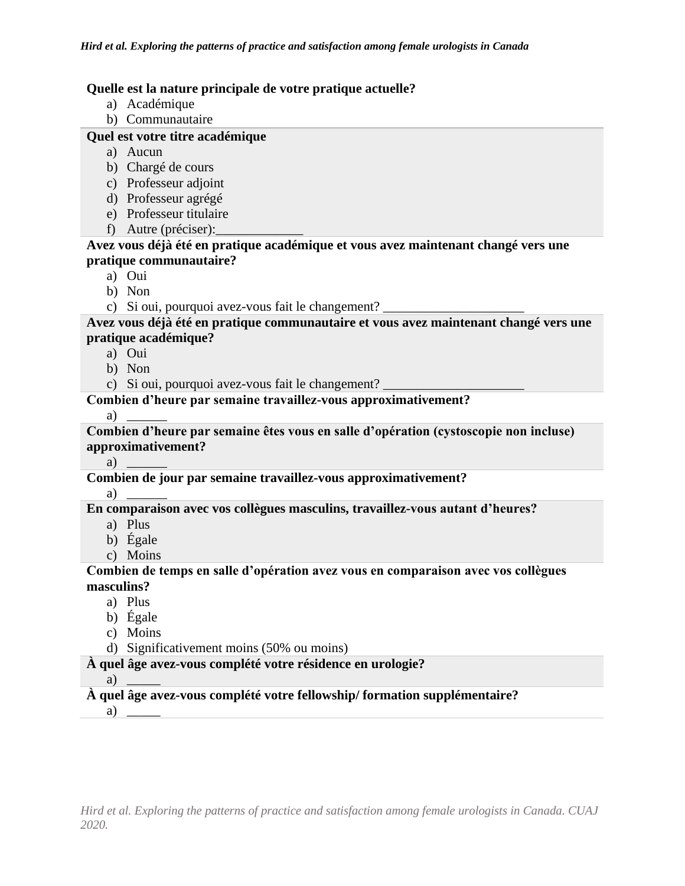**Quelle est la nature principale de votre pratique actuelle?**

a) Académique
b) Communautaire

**Quel est votre titre académique**

a) Aucun
b) Chargé de cours
c) Professeur adjoint
d) Professeur agrégé
e) Professeur titulaire
f) Autre (préciser):_____________

**Avez vous déjà été en pratique académique et vous avez maintenant changé vers une pratique communautaire?**

a) Oui
b) Non
c) Si oui, pourquoi avez-vous fait le changement? _____________________

**Avez vous déjà été en pratique communautaire et vous avez maintenant changé vers une pratique académique?**

a) Oui
b) Non
c) Si oui, pourquoi avez-vous fait le changement? _____________________

**Combien d'heure par semaine travaillez-vous approximativement?**

a) ______

**Combien d'heure par semaine êtes vous en salle d'opération (cystoscopie non incluse) approximativement?**

a) ______

**Combien de jour par semaine travaillez-vous approximativement?**

a) ______

**En comparaison avec vos collègues masculins, travaillez-vous autant d'heures?**

a) Plus
b) Égale
c) Moins

**Combien de temps en salle d'opération avez vous en comparaison avec vos collègues masculins?**

a) Plus
b) Égale
c) Moins
d) Significativement moins (50% ou moins)

**À quel âge avez-vous complété votre résidence en urologie?**

a) _____

**À quel âge avez-vous complété votre fellowship/ formation supplémentaire?**

a) _____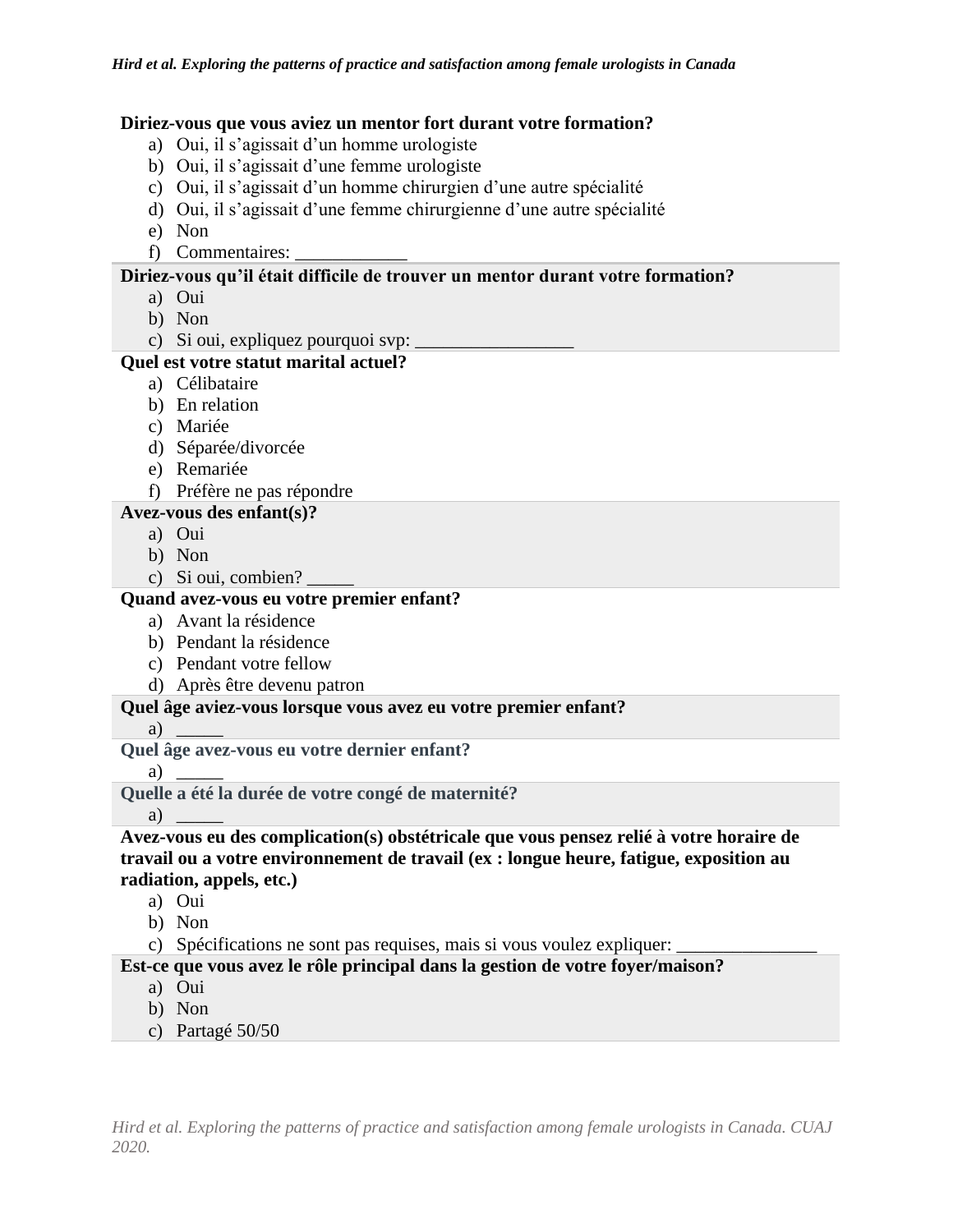**Diriez-vous que vous aviez un mentor fort durant votre formation?**

a) Oui, il s’agissait d’un homme urologiste
b) Oui, il s’agissait d’une femme urologiste
c) Oui, il s’agissait d’un homme chirurgien d’une autre spécialité
d) Oui, il s’agissait d’une femme chirurgienne d’une autre spécialité
e) Non
f) Commentaires: ____________

**Diriez-vous qu’il était difficile de trouver un mentor durant votre formation?**

a) Oui
b) Non
c) Si oui, expliquez pourquoi svp: _________________

**Quel est votre statut marital actuel?**

a) Célibataire
b) En relation
c) Mariée
d) Séparée/divorcée
e) Remariée
f) Préfère ne pas répondre

**Avez-vous des enfant(s)?**

a) Oui
b) Non
c) Si oui, combien? _____

**Quand avez-vous eu votre premier enfant?**

a) Avant la résidence
b) Pendant la résidence
c) Pendant votre fellow
d) Après être devenu patron

**Quel âge aviez-vous lorsque vous avez eu votre premier enfant?**

a) _____

**Quel âge avez-vous eu votre dernier enfant?**

a) _____

**Quelle a été la durée de votre congé de maternité?**

a) _____

**Avez-vous eu des complication(s) obstétricale que vous pensez relié à votre horaire de travail ou a votre environnement de travail (ex : longue heure, fatigue, exposition au radiation, appels, etc.)**

a) Oui
b) Non
c) Spécifications ne sont pas requises, mais si vous voulez expliquer: _______________

**Est-ce que vous avez le rôle principal dans la gestion de votre foyer/maison?**

a) Oui
b) Non
c) Partagé 50/50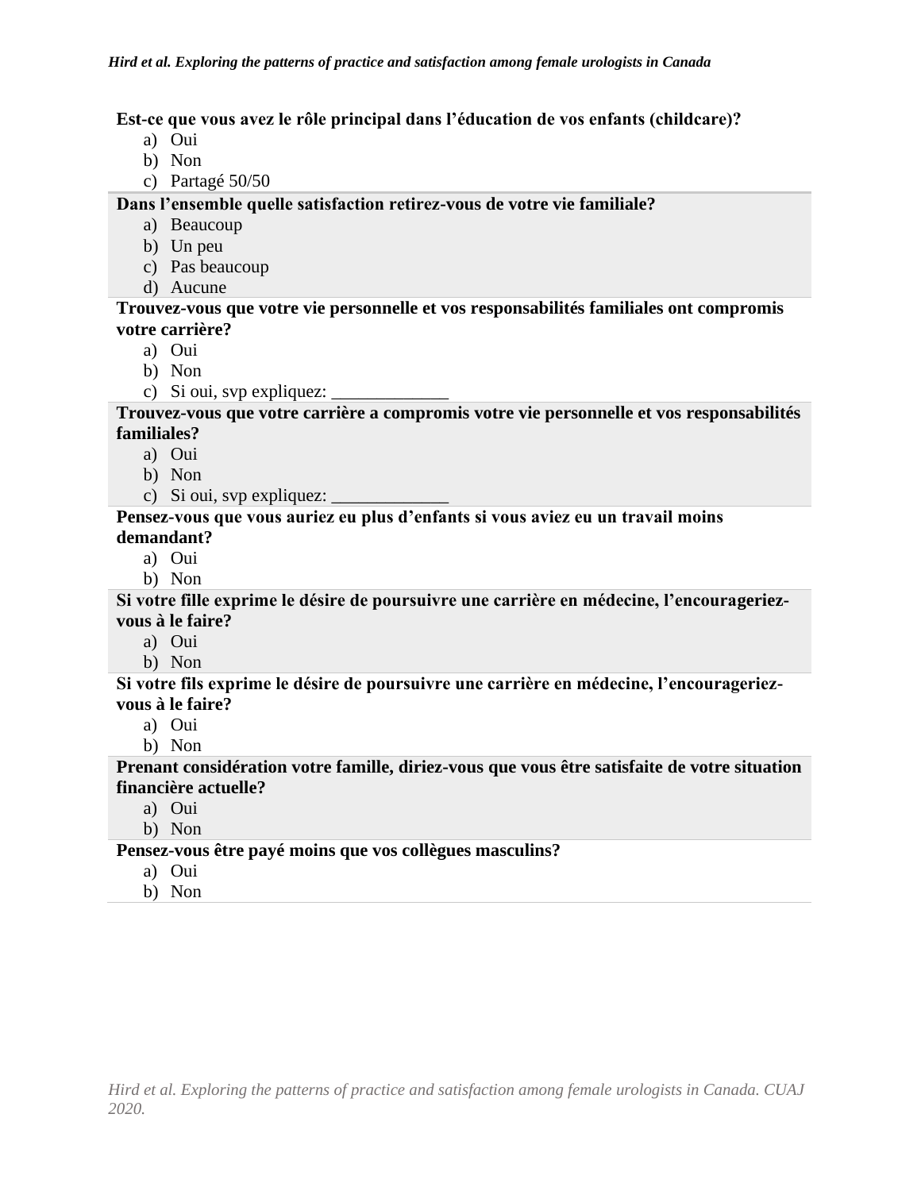**Est-ce que vous avez le rôle principal dans l'éducation de vos enfants (childcare)?**

a) Oui
b) Non
c) Partagé 50/50

**Dans l'ensemble quelle satisfaction retirez-vous de votre vie familiale?**

a) Beaucoup
b) Un peu
c) Pas beaucoup
d) Aucune

**Trouvez-vous que votre vie personnelle et vos responsabilités familiales ont compromis votre carrière?**

a) Oui
b) Non
c) Si oui, svp expliquez: _____________

**Trouvez-vous que votre carrière a compromis votre vie personnelle et vos responsabilités familiales?**

a) Oui
b) Non
c) Si oui, svp expliquez: _____________

**Pensez-vous que vous auriez eu plus d'enfants si vous aviez eu un travail moins demandant?**

a) Oui
b) Non

**Si votre fille exprime le désire de poursuivre une carrière en médecine, l'encourageriez-vous à le faire?**

a) Oui
b) Non

**Si votre fils exprime le désire de poursuivre une carrière en médecine, l'encourageriez-vous à le faire?**

a) Oui
b) Non

**Prenant considération votre famille, diriez-vous que vous être satisfaite de votre situation financière actuelle?**

a) Oui
b) Non

**Pensez-vous être payé moins que vos collègues masculins?**

a) Oui
b) Non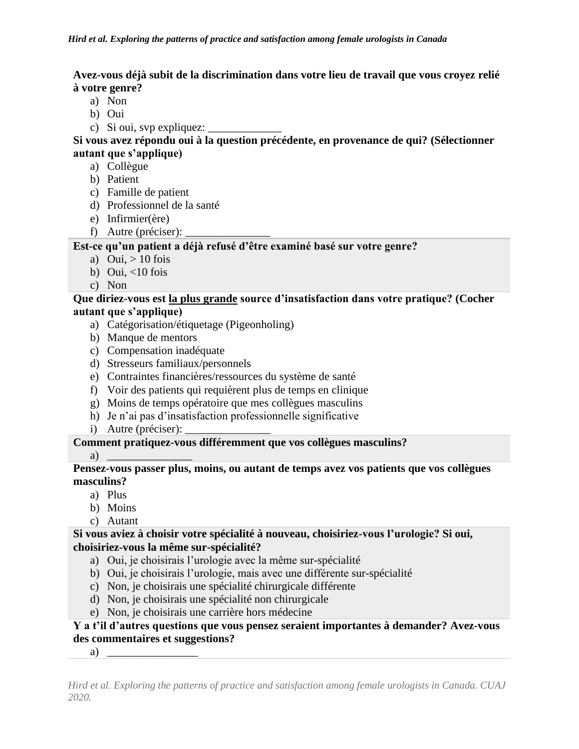**Avez-vous déjà subit de la discrimination dans votre lieu de travail que vous croyez relié à votre genre?**

a) Non
b) Oui
c) Si oui, svp expliquez: _____________

**Si vous avez répondu oui à la question précédente, en provenance de qui? (Sélectionner autant que s'applique)**

a) Collègue
b) Patient
c) Famille de patient
d) Professionnel de la santé
e) Infirmier(ère)
f) Autre (préciser): _______________

**Est-ce qu'un patient a déjà refusé d'être examiné basé sur votre genre?**

a) Oui, > 10 fois
b) Oui, <10 fois
c) Non

**Que diriez-vous est <u>la plus grande</u> source d'insatisfaction dans votre pratique? (Cocher autant que s'applique)**

a) Catégorisation/étiquetage (Pigeonholing)
b) Manque de mentors
c) Compensation inadéquate
d) Stresseurs familiaux/personnels
e) Contraintes financières/ressources du système de santé
f) Voir des patients qui requièrent plus de temps en clinique
g) Moins de temps opératoire que mes collègues masculins
h) Je n'ai pas d'insatisfaction professionnelle significative
i) Autre (préciser): _______________

**Comment pratiquez-vous différemment que vos collègues masculins?**

a) _______________

**Pensez-vous passer plus, moins, ou autant de temps avez vos patients que vos collègues masculins?**

a) Plus
b) Moins
c) Autant

**Si vous aviez à choisir votre spécialité à nouveau, choisiriez-vous l'urologie? Si oui, choisiriez-vous la même sur-spécialité?**

a) Oui, je choisirais l'urologie avec la même sur-spécialité
b) Oui, je choisirais l'urologie, mais avec une différente sur-spécialité
c) Non, je choisirais une spécialité chirurgicale différente
d) Non, je choisirais une spécialité non chirurgicale
e) Non, je choisirais une carrière hors médecine

**Y a t'il d'autres questions que vous pensez seraient importantes à demander? Avez-vous des commentaires et suggestions?**

a) ________________